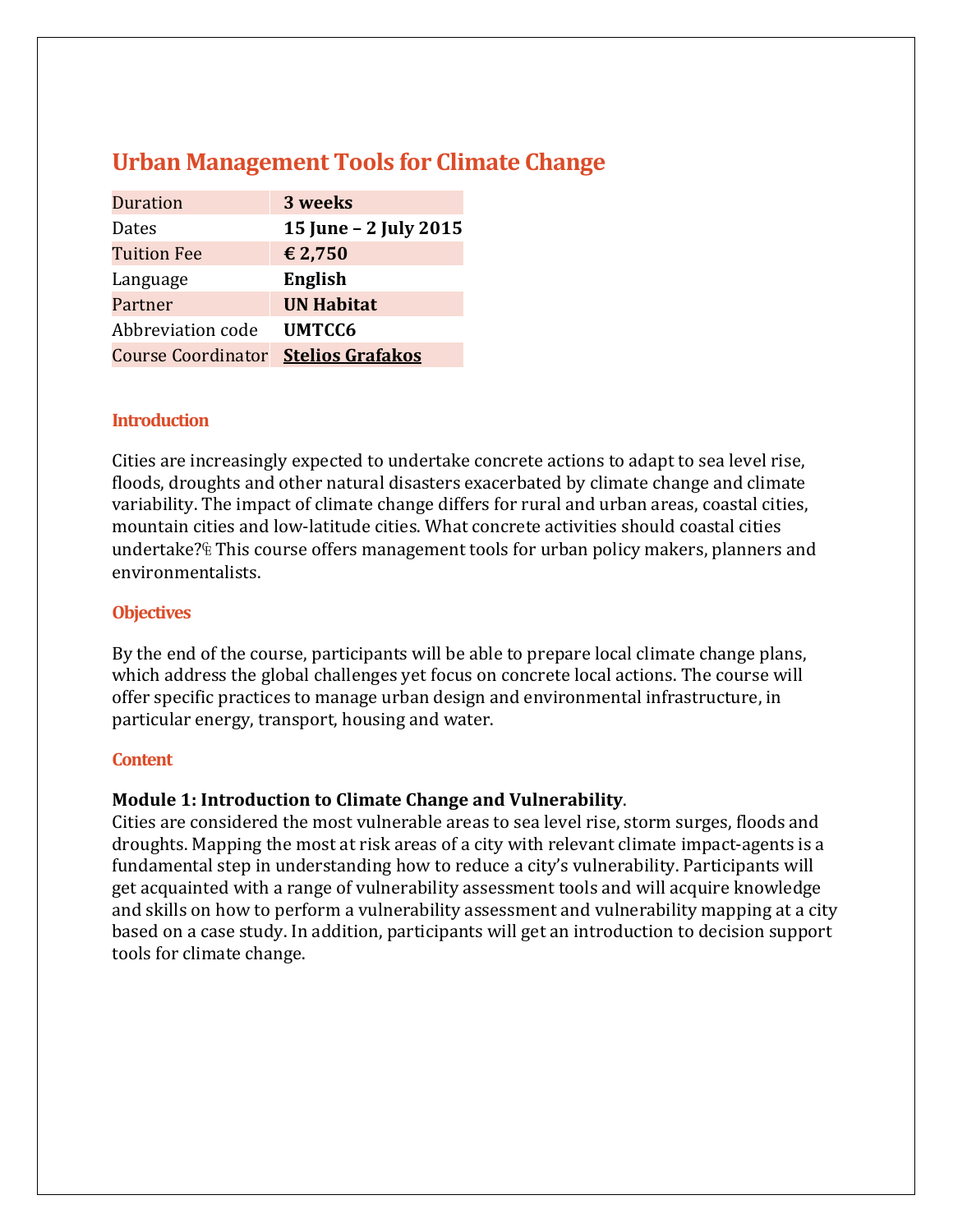# Urban Management Tools for Climate Change

| Duration | **3 weeks** |
|---|---|
| Dates | **15 June – 2 July 2015** |
| Tuition Fee | **€ 2,750** |
| Language | **English** |
| Partner | **UN Habitat** |
| Abbreviation code | **UMTCC6** |
| Course Coordinator | **Stelios Grafakos** |

## Introduction

Cities are increasingly expected to undertake concrete actions to adapt to sea level rise, floods, droughts and other natural disasters exacerbated by climate change and climate variability. The impact of climate change differs for rural and urban areas, coastal cities, mountain cities and low-latitude cities. What concrete activities should coastal cities undertake? This course offers management tools for urban policy makers, planners and environmentalists.

## Objectives

By the end of the course, participants will be able to prepare local climate change plans, which address the global challenges yet focus on concrete local actions. The course will offer specific practices to manage urban design and environmental infrastructure, in particular energy, transport, housing and water.

## Content

**Module 1: Introduction to Climate Change and Vulnerability**.

Cities are considered the most vulnerable areas to sea level rise, storm surges, floods and droughts. Mapping the most at risk areas of a city with relevant climate impact-agents is a fundamental step in understanding how to reduce a city's vulnerability. Participants will get acquainted with a range of vulnerability assessment tools and will acquire knowledge and skills on how to perform a vulnerability assessment and vulnerability mapping at a city based on a case study. In addition, participants will get an introduction to decision support tools for climate change.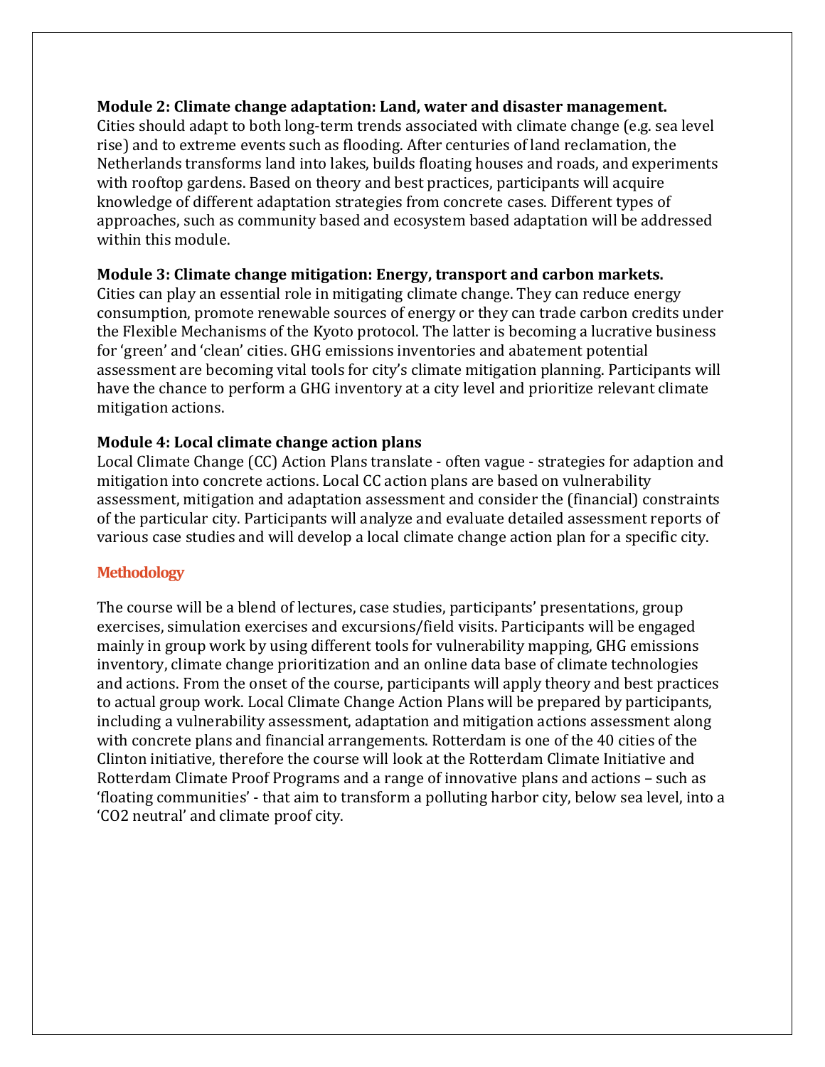**Module 2: Climate change adaptation: Land, water and disaster management.**
Cities should adapt to both long-term trends associated with climate change (e.g. sea level rise) and to extreme events such as flooding. After centuries of land reclamation, the Netherlands transforms land into lakes, builds floating houses and roads, and experiments with rooftop gardens. Based on theory and best practices, participants will acquire knowledge of different adaptation strategies from concrete cases. Different types of approaches, such as community based and ecosystem based adaptation will be addressed within this module.

**Module 3: Climate change mitigation: Energy, transport and carbon markets.**
Cities can play an essential role in mitigating climate change. They can reduce energy consumption, promote renewable sources of energy or they can trade carbon credits under the Flexible Mechanisms of the Kyoto protocol. The latter is becoming a lucrative business for 'green' and 'clean' cities. GHG emissions inventories and abatement potential assessment are becoming vital tools for city's climate mitigation planning. Participants will have the chance to perform a GHG inventory at a city level and prioritize relevant climate mitigation actions.

**Module 4: Local climate change action plans**
Local Climate Change (CC) Action Plans translate - often vague - strategies for adaption and mitigation into concrete actions. Local CC action plans are based on vulnerability assessment, mitigation and adaptation assessment and consider the (financial) constraints of the particular city. Participants will analyze and evaluate detailed assessment reports of various case studies and will develop a local climate change action plan for a specific city.

## Methodology

The course will be a blend of lectures, case studies, participants' presentations, group exercises, simulation exercises and excursions/field visits. Participants will be engaged mainly in group work by using different tools for vulnerability mapping, GHG emissions inventory, climate change prioritization and an online data base of climate technologies and actions. From the onset of the course, participants will apply theory and best practices to actual group work. Local Climate Change Action Plans will be prepared by participants, including a vulnerability assessment, adaptation and mitigation actions assessment along with concrete plans and financial arrangements. Rotterdam is one of the 40 cities of the Clinton initiative, therefore the course will look at the Rotterdam Climate Initiative and Rotterdam Climate Proof Programs and a range of innovative plans and actions – such as 'floating communities' - that aim to transform a polluting harbor city, below sea level, into a '$CO_2$ neutral' and climate proof city.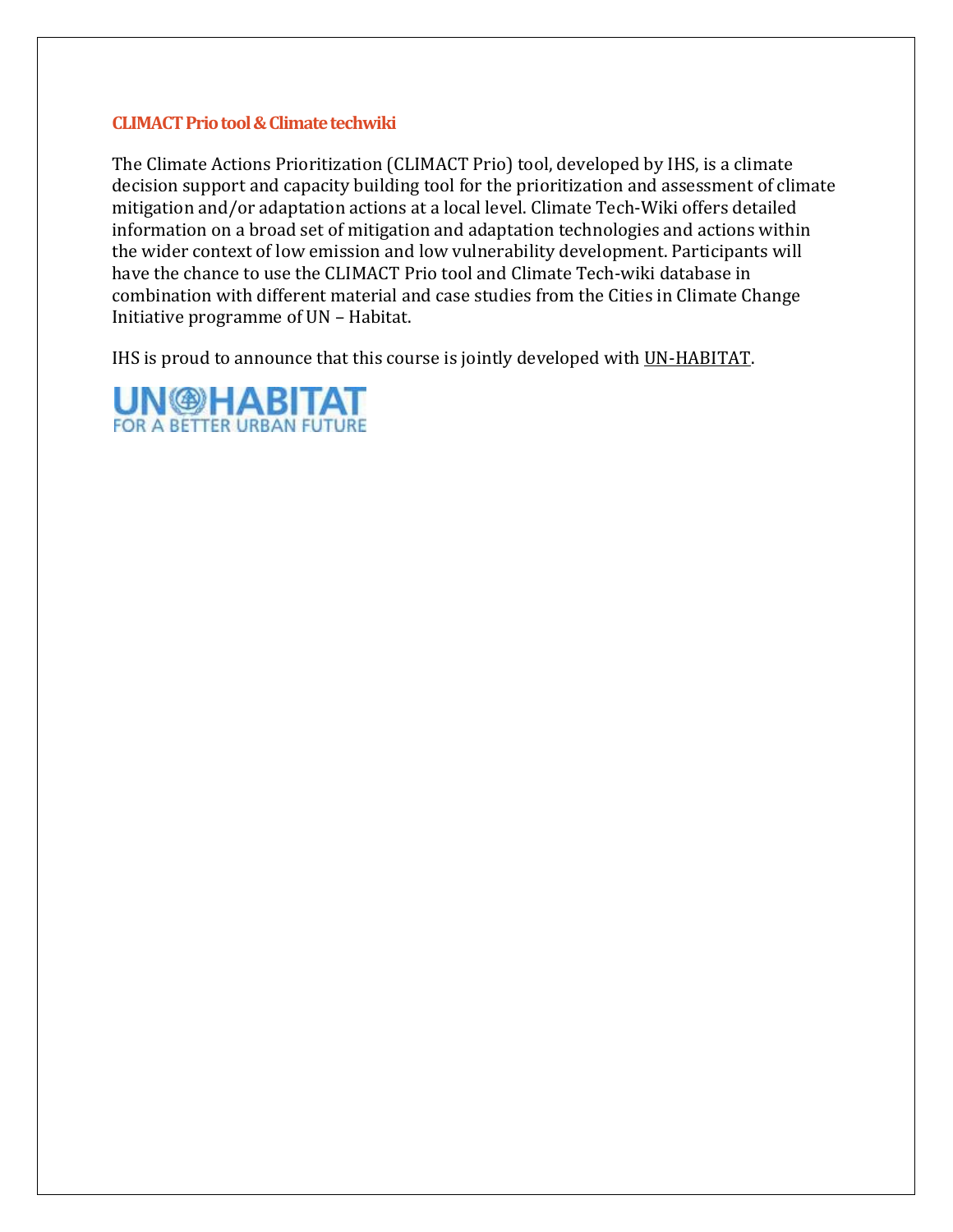### CLIMACT Prio tool & Climate techwiki

The Climate Actions Prioritization (CLIMACT Prio) tool, developed by IHS, is a climate decision support and capacity building tool for the prioritization and assessment of climate mitigation and/or adaptation actions at a local level. Climate Tech-Wiki offers detailed information on a broad set of mitigation and adaptation technologies and actions within the wider context of low emission and low vulnerability development. Participants will have the chance to use the CLIMACT Prio tool and Climate Tech-wiki database in combination with different material and case studies from the Cities in Climate Change Initiative programme of UN – Habitat.

IHS is proud to announce that this course is jointly developed with UN-HABITAT.

UN-HABITAT
FOR A BETTER URBAN FUTURE